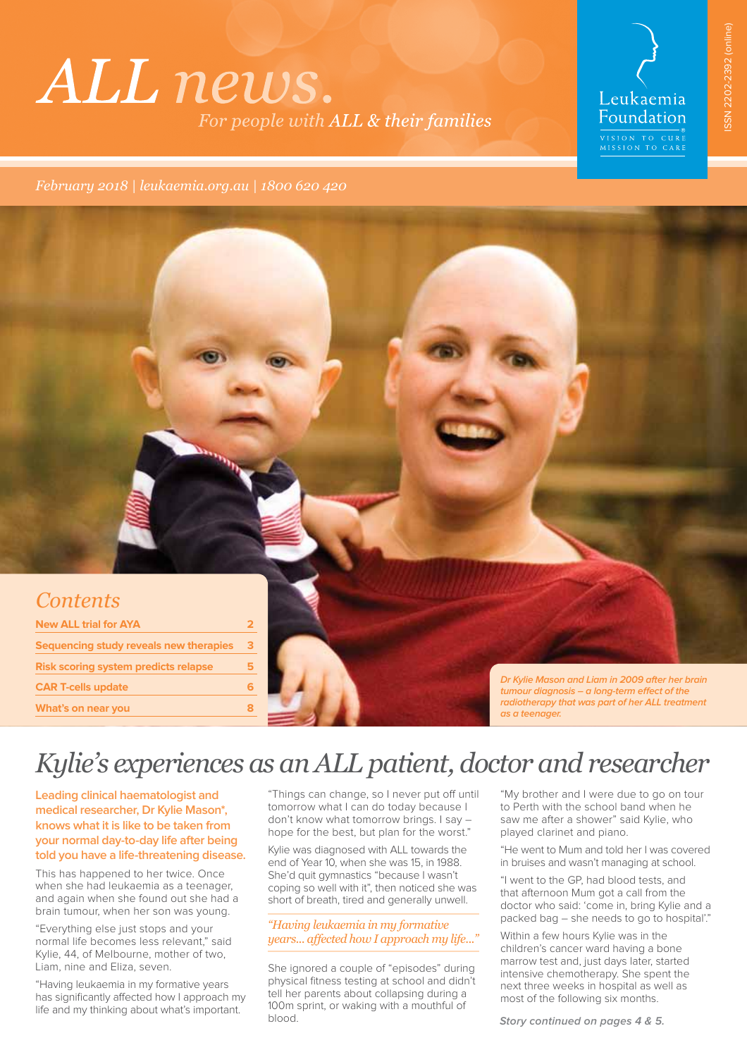# ALL news.

*For people with ALL & their families*

Leukaemia Foundation
VISION TO CURE
MISSION TO CARE

ISSN 2202-2392 (online)

*February 2018 | leukaemia.org.au | 1800 620 420*

## Contents

| | |
|---|---|
| New ALL trial for AYA | 2 |
| Sequencing study reveals new therapies | 3 |
| Risk scoring system predicts relapse | 5 |
| CAR T-cells update | 6 |
| What's on near you | 8 |

*Dr Kylie Mason and Liam in 2009 after her brain tumour diagnosis – a long-term effect of the radiotherapy that was part of her ALL treatment as a teenager.*

# Kylie's experiences as an ALL patient, doctor and researcher

**Leading clinical haematologist and medical researcher, Dr Kylie Mason*, knows what it is like to be taken from your normal day-to-day life after being told you have a life-threatening disease.**

This has happened to her twice. Once when she had leukaemia as a teenager, and again when she found out she had a brain tumour, when her son was young.

"Everything else just stops and your normal life becomes less relevant," said Kylie, 44, of Melbourne, mother of two, Liam, nine and Eliza, seven.

"Having leukaemia in my formative years has significantly affected how I approach my life and my thinking about what's important.

"Things can change, so I never put off until tomorrow what I can do today because I don't know what tomorrow brings. I say – hope for the best, but plan for the worst."

Kylie was diagnosed with ALL towards the end of Year 10, when she was 15, in 1988. She'd quit gymnastics "because I wasn't coping so well with it", then noticed she was short of breath, tired and generally unwell.

> *"Having leukaemia in my formative years... affected how I approach my life..."*

She ignored a couple of "episodes" during physical fitness testing at school and didn't tell her parents about collapsing during a 100m sprint, or waking with a mouthful of blood.

"My brother and I were due to go on tour to Perth with the school band when he saw me after a shower" said Kylie, who played clarinet and piano.

"He went to Mum and told her I was covered in bruises and wasn't managing at school.

"I went to the GP, had blood tests, and that afternoon Mum got a call from the doctor who said: 'come in, bring Kylie and a packed bag – she needs to go to hospital'."

Within a few hours Kylie was in the children's cancer ward having a bone marrow test and, just days later, started intensive chemotherapy. She spent the next three weeks in hospital as well as most of the following six months.

***Story continued on pages 4 & 5.***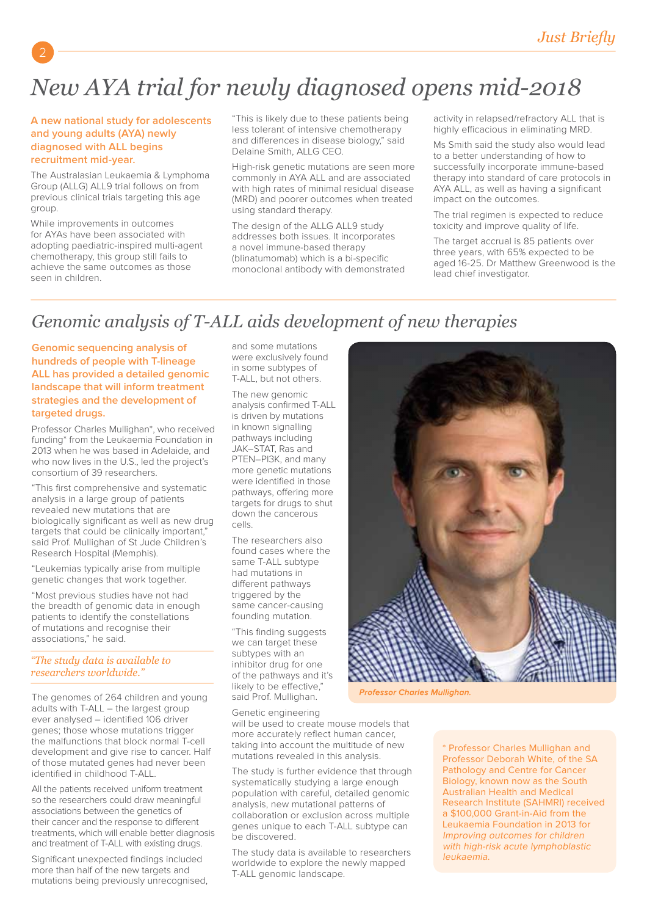# New AYA trial for newly diagnosed opens mid-2018

**A new national study for adolescents and young adults (AYA) newly diagnosed with ALL begins recruitment mid-year.**

The Australasian Leukaemia & Lymphoma Group (ALLG) ALL9 trial follows on from previous clinical trials targeting this age group.

While improvements in outcomes for AYAs have been associated with adopting paediatric-inspired multi-agent chemotherapy, this group still fails to achieve the same outcomes as those seen in children.

"This is likely due to these patients being less tolerant of intensive chemotherapy and differences in disease biology," said Delaine Smith, ALLG CEO.

High-risk genetic mutations are seen more commonly in AYA ALL and are associated with high rates of minimal residual disease (MRD) and poorer outcomes when treated using standard therapy.

The design of the ALLG ALL9 study addresses both issues. It incorporates a novel immune-based therapy (blinatumomab) which is a bi-specific monoclonal antibody with demonstrated activity in relapsed/refractory ALL that is highly efficacious in eliminating MRD.

Ms Smith said the study also would lead to a better understanding of how to successfully incorporate immune-based therapy into standard of care protocols in AYA ALL, as well as having a significant impact on the outcomes.

The trial regimen is expected to reduce toxicity and improve quality of life.

The target accrual is 85 patients over three years, with 65% expected to be aged 16-25. Dr Matthew Greenwood is the lead chief investigator.

## Genomic analysis of T-ALL aids development of new therapies

**Genomic sequencing analysis of hundreds of people with T-lineage ALL has provided a detailed genomic landscape that will inform treatment strategies and the development of targeted drugs.**

Professor Charles Mullighan*, who received funding* from the Leukaemia Foundation in 2013 when he was based in Adelaide, and who now lives in the U.S., led the project's consortium of 39 researchers.

"This first comprehensive and systematic analysis in a large group of patients revealed new mutations that are biologically significant as well as new drug targets that could be clinically important," said Prof. Mullighan of St Jude Children's Research Hospital (Memphis).

"Leukemias typically arise from multiple genetic changes that work together.

"Most previous studies have not had the breadth of genomic data in enough patients to identify the constellations of mutations and recognise their associations," he said.

*"The study data is available to researchers worldwide."*

The genomes of 264 children and young adults with T-ALL – the largest group ever analysed – identified 106 driver genes; those whose mutations trigger the malfunctions that block normal T-cell development and give rise to cancer. Half of those mutated genes had never been identified in childhood T-ALL.

All the patients received uniform treatment so the researchers could draw meaningful associations between the genetics of their cancer and the response to different treatments, which will enable better diagnosis and treatment of T-ALL with existing drugs.

Significant unexpected findings included more than half of the new targets and mutations being previously unrecognised, and some mutations were exclusively found in some subtypes of T-ALL, but not others.

The new genomic analysis confirmed T-ALL is driven by mutations in known signalling pathways including JAK–STAT, Ras and PTEN–PI3K, and many more genetic mutations were identified in those pathways, offering more targets for drugs to shut down the cancerous cells.

The researchers also found cases where the same T-ALL subtype had mutations in different pathways triggered by the same cancer-causing founding mutation.

"This finding suggests we can target these subtypes with an inhibitor drug for one of the pathways and it's likely to be effective," said Prof. Mullighan.

Genetic engineering will be used to create mouse models that more accurately reflect human cancer, taking into account the multitude of new mutations revealed in this analysis.

The study is further evidence that through systematically studying a large enough population with careful, detailed genomic analysis, new mutational patterns of collaboration or exclusion across multiple genes unique to each T-ALL subtype can be discovered.

The study data is available to researchers worldwide to explore the newly mapped T-ALL genomic landscape.

*Professor Charles Mullighan.*

\* Professor Charles Mullighan and Professor Deborah White, of the SA Pathology and Centre for Cancer Biology, known now as the South Australian Health and Medical Research Institute (SAHMRI) received a $100,000 Grant-in-Aid from the Leukaemia Foundation in 2013 for *Improving outcomes for children with high-risk acute lymphoblastic leukaemia.*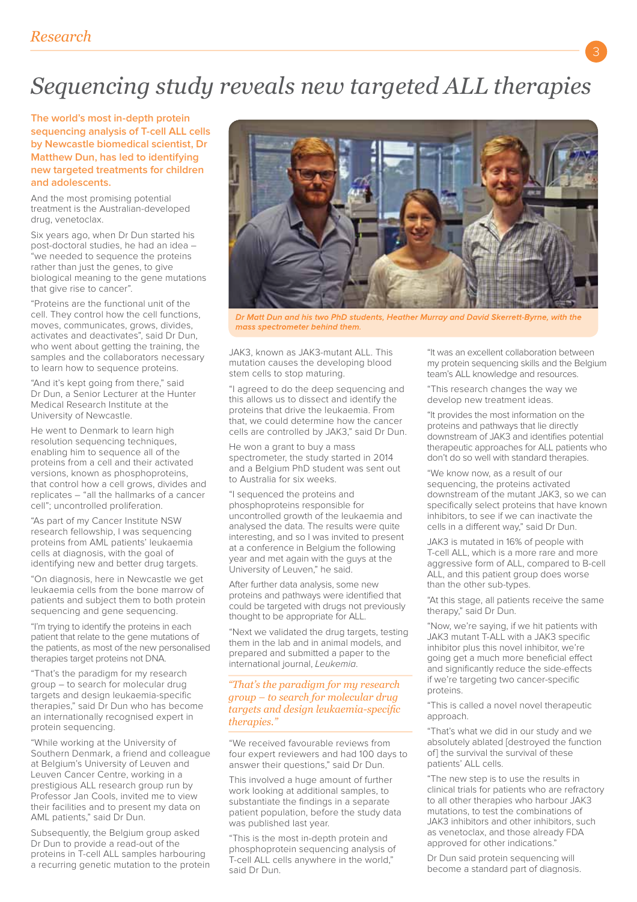# Sequencing study reveals new targeted ALL therapies

**The world's most in-depth protein sequencing analysis of T-cell ALL cells by Newcastle biomedical scientist, Dr Matthew Dun, has led to identifying new targeted treatments for children and adolescents.**

And the most promising potential treatment is the Australian-developed drug, venetoclax.

Six years ago, when Dr Dun started his post-doctoral studies, he had an idea – "we needed to sequence the proteins rather than just the genes, to give biological meaning to the gene mutations that give rise to cancer".

"Proteins are the functional unit of the cell. They control how the cell functions, moves, communicates, grows, divides, activates and deactivates", said Dr Dun, who went about getting the training, the samples and the collaborators necessary to learn how to sequence proteins.

"And it's kept going from there," said Dr Dun, a Senior Lecturer at the Hunter Medical Research Institute at the University of Newcastle.

He went to Denmark to learn high resolution sequencing techniques, enabling him to sequence all of the proteins from a cell and their activated versions, known as phosphoproteins, that control how a cell grows, divides and replicates – "all the hallmarks of a cancer cell"; uncontrolled proliferation.

"As part of my Cancer Institute NSW research fellowship, I was sequencing proteins from AML patients' leukaemia cells at diagnosis, with the goal of identifying new and better drug targets.

"On diagnosis, here in Newcastle we get leukaemia cells from the bone marrow of patients and subject them to both protein sequencing and gene sequencing.

"I'm trying to identify the proteins in each patient that relate to the gene mutations of the patients, as most of the new personalised therapies target proteins not DNA.

"That's the paradigm for my research group – to search for molecular drug targets and design leukaemia-specific therapies," said Dr Dun who has become an internationally recognised expert in protein sequencing.

"While working at the University of Southern Denmark, a friend and colleague at Belgium's University of Leuven and Leuven Cancer Centre, working in a prestigious ALL research group run by Professor Jan Cools, invited me to view their facilities and to present my data on AML patients," said Dr Dun.

Subsequently, the Belgium group asked Dr Dun to provide a read-out of the proteins in T-cell ALL samples harbouring a recurring genetic mutation to the protein JAK3, known as JAK3-mutant ALL. This mutation causes the developing blood stem cells to stop maturing.

*Dr Matt Dun and his two PhD students, Heather Murray and David Skerrett-Byrne, with the mass spectrometer behind them.*

"I agreed to do the deep sequencing and this allows us to dissect and identify the proteins that drive the leukaemia. From that, we could determine how the cancer cells are controlled by JAK3," said Dr Dun.

He won a grant to buy a mass spectrometer, the study started in 2014 and a Belgium PhD student was sent out to Australia for six weeks.

"I sequenced the proteins and phosphoproteins responsible for uncontrolled growth of the leukaemia and analysed the data. The results were quite interesting, and so I was invited to present at a conference in Belgium the following year and met again with the guys at the University of Leuven," he said.

After further data analysis, some new proteins and pathways were identified that could be targeted with drugs not previously thought to be appropriate for ALL.

"Next we validated the drug targets, testing them in the lab and in animal models, and prepared and submitted a paper to the international journal, *Leukemia*.

> *"That's the paradigm for my research group – to search for molecular drug targets and design leukaemia-specific therapies."*

"We received favourable reviews from four expert reviewers and had 100 days to answer their questions," said Dr Dun.

This involved a huge amount of further work looking at additional samples, to substantiate the findings in a separate patient population, before the study data was published last year.

"This is the most in-depth protein and phosphoprotein sequencing analysis of T-cell ALL cells anywhere in the world," said Dr Dun.

"It was an excellent collaboration between my protein sequencing skills and the Belgium team's ALL knowledge and resources.

"This research changes the way we develop new treatment ideas.

"It provides the most information on the proteins and pathways that lie directly downstream of JAK3 and identifies potential therapeutic approaches for ALL patients who don't do so well with standard therapies.

"We know now, as a result of our sequencing, the proteins activated downstream of the mutant JAK3, so we can specifically select proteins that have known inhibitors, to see if we can inactivate the cells in a different way," said Dr Dun.

JAK3 is mutated in 16% of people with T-cell ALL, which is a more rare and more aggressive form of ALL, compared to B-cell ALL, and this patient group does worse than the other sub-types.

"At this stage, all patients receive the same therapy," said Dr Dun.

"Now, we're saying, if we hit patients with JAK3 mutant T-ALL with a JAK3 specific inhibitor plus this novel inhibitor, we're going get a much more beneficial effect and significantly reduce the side-effects if we're targeting two cancer-specific proteins.

"This is called a novel novel therapeutic approach.

"That's what we did in our study and we absolutely ablated [destroyed the function of] the survival the survival of these patients' ALL cells.

"The new step is to use the results in clinical trials for patients who are refractory to all other therapies who harbour JAK3 mutations, to test the combinations of JAK3 inhibitors and other inhibitors, such as venetoclax, and those already FDA approved for other indications."

Dr Dun said protein sequencing will become a standard part of diagnosis.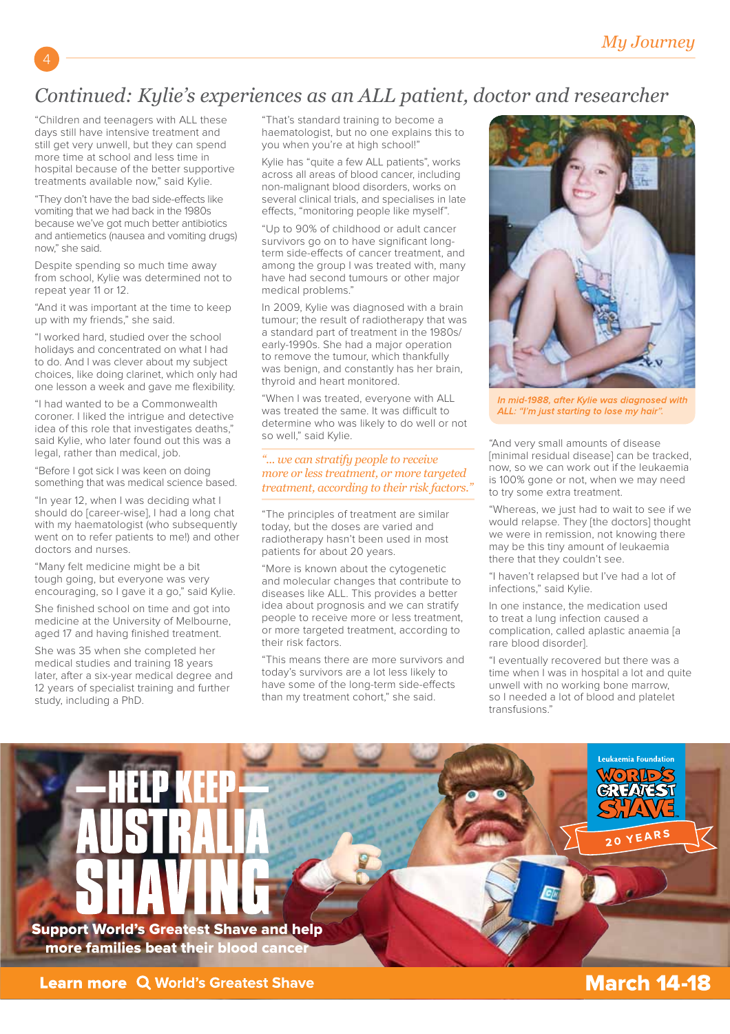# Continued: Kylie's experiences as an ALL patient, doctor and researcher

"Children and teenagers with ALL these days still have intensive treatment and still get very unwell, but they can spend more time at school and less time in hospital because of the better supportive treatments available now," said Kylie.

"They don't have the bad side-effects like vomiting that we had back in the 1980s because we've got much better antibiotics and antiemetics (nausea and vomiting drugs) now," she said.

Despite spending so much time away from school, Kylie was determined not to repeat year 11 or 12.

"And it was important at the time to keep up with my friends," she said.

"I worked hard, studied over the school holidays and concentrated on what I had to do. And I was clever about my subject choices, like doing clarinet, which only had one lesson a week and gave me flexibility.

"I had wanted to be a Commonwealth coroner. I liked the intrigue and detective idea of this role that investigates deaths," said Kylie, who later found out this was a legal, rather than medical, job.

"Before I got sick I was keen on doing something that was medical science based.

"In year 12, when I was deciding what I should do [career-wise], I had a long chat with my haematologist (who subsequently went on to refer patients to me!) and other doctors and nurses.

"Many felt medicine might be a bit tough going, but everyone was very encouraging, so I gave it a go," said Kylie.

She finished school on time and got into medicine at the University of Melbourne, aged 17 and having finished treatment.

She was 35 when she completed her medical studies and training 18 years later, after a six-year medical degree and 12 years of specialist training and further study, including a PhD.

"That's standard training to become a haematologist, but no one explains this to you when you're at high school!"

Kylie has "quite a few ALL patients", works across all areas of blood cancer, including non-malignant blood disorders, works on several clinical trials, and specialises in late effects, "monitoring people like myself".

"Up to 90% of childhood or adult cancer survivors go on to have significant long-term side-effects of cancer treatment, and among the group I was treated with, many have had second tumours or other major medical problems."

In 2009, Kylie was diagnosed with a brain tumour; the result of radiotherapy that was a standard part of treatment in the 1980s/early-1990s. She had a major operation to remove the tumour, which thankfully was benign, and constantly has her brain, thyroid and heart monitored.

"When I was treated, everyone with ALL was treated the same. It was difficult to determine who was likely to do well or not so well," said Kylie.

*"... we can stratify people to receive more or less treatment, or more targeted treatment, according to their risk factors."*

"The principles of treatment are similar today, but the doses are varied and radiotherapy hasn't been used in most patients for about 20 years.

"More is known about the cytogenetic and molecular changes that contribute to diseases like ALL. This provides a better idea about prognosis and we can stratify people to receive more or less treatment, or more targeted treatment, according to their risk factors.

"This means there are more survivors and today's survivors are a lot less likely to have some of the long-term side-effects than my treatment cohort," she said.

*In mid-1988, after Kylie was diagnosed with ALL: "I'm just starting to lose my hair".*

"And very small amounts of disease [minimal residual disease] can be tracked, now, so we can work out if the leukaemia is 100% gone or not, when we may need to try some extra treatment.

"Whereas, we just had to wait to see if we would relapse. They [the doctors] thought we were in remission, not knowing there may be this tiny amount of leukaemia there that they couldn't see.

"I haven't relapsed but I've had a lot of infections," said Kylie.

In one instance, the medication used to treat a lung infection caused a complication, called aplastic anaemia [a rare blood disorder].

"I eventually recovered but there was a time when I was in hospital a lot and quite unwell with no working bone marrow, so I needed a lot of blood and platelet transfusions."

**HELP KEEP AUSTRALIA SHAVING**

**Support World's Greatest Shave and help more families beat their blood cancer**

Leukaemia Foundation World's Greatest Shave 20 Years

**Learn more** World's Greatest Shave **March 14-18**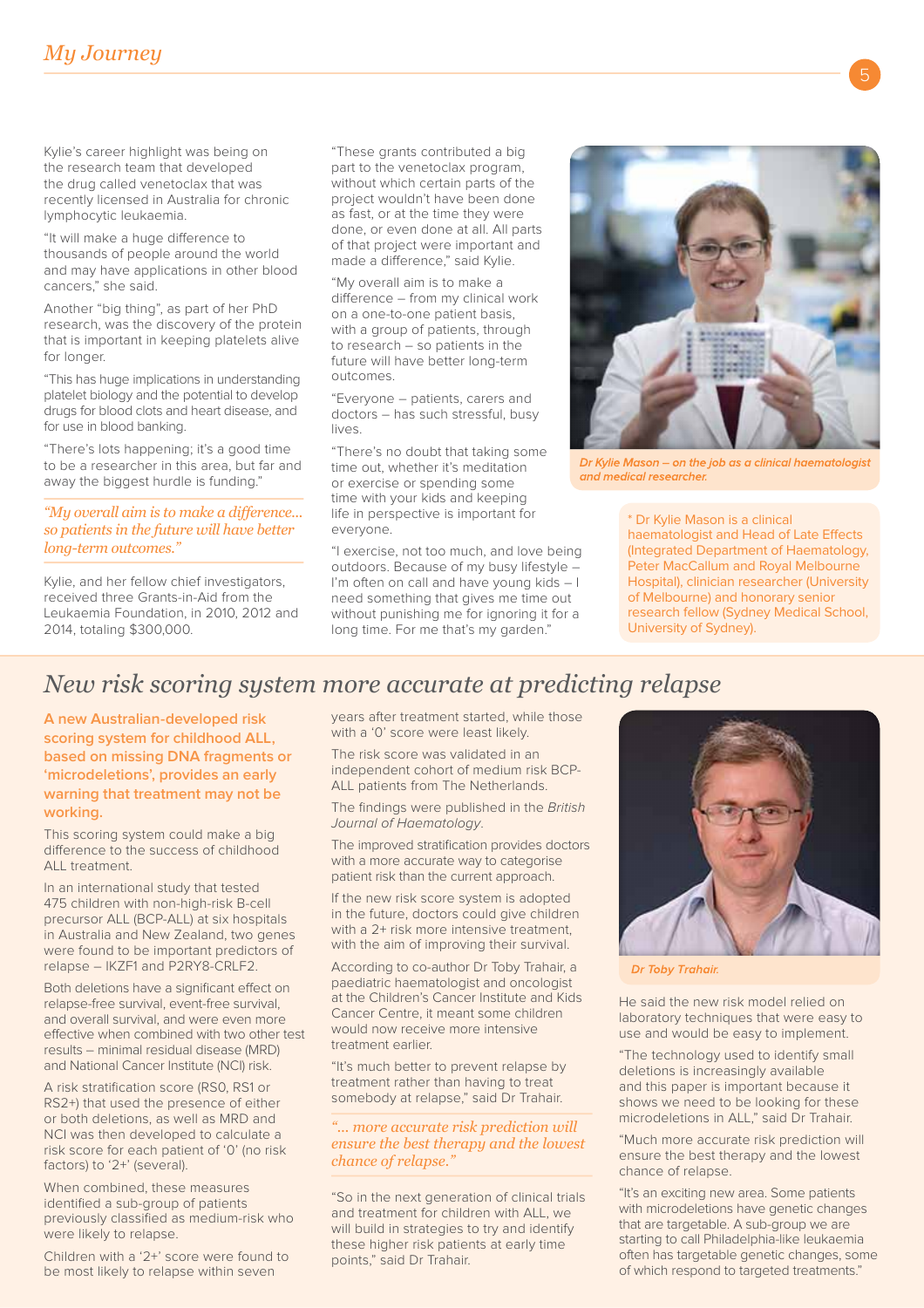Kylie's career highlight was being on the research team that developed the drug called venetoclax that was recently licensed in Australia for chronic lymphocytic leukaemia.

"It will make a huge difference to thousands of people around the world and may have applications in other blood cancers," she said.

Another "big thing", as part of her PhD research, was the discovery of the protein that is important in keeping platelets alive for longer.

"This has huge implications in understanding platelet biology and the potential to develop drugs for blood clots and heart disease, and for use in blood banking.

"There's lots happening; it's a good time to be a researcher in this area, but far and away the biggest hurdle is funding."

*"My overall aim is to make a difference... so patients in the future will have better long-term outcomes."*

Kylie, and her fellow chief investigators, received three Grants-in-Aid from the Leukaemia Foundation, in 2010, 2012 and 2014, totaling $300,000.

"These grants contributed a big part to the venetoclax program, without which certain parts of the project wouldn't have been done as fast, or at the time they were done, or even done at all. All parts of that project were important and made a difference," said Kylie.

"My overall aim is to make a difference – from my clinical work on a one-to-one patient basis, with a group of patients, through to research – so patients in the future will have better long-term outcomes.

"Everyone – patients, carers and doctors – has such stressful, busy lives.

"There's no doubt that taking some time out, whether it's meditation or exercise or spending some time with your kids and keeping life in perspective is important for everyone.

"I exercise, not too much, and love being outdoors. Because of my busy lifestyle – I'm often on call and have young kids – I need something that gives me time out without punishing me for ignoring it for a long time. For me that's my garden."

*Dr Kylie Mason – on the job as a clinical haematologist and medical researcher.*

* Dr Kylie Mason is a clinical haematologist and Head of Late Effects (Integrated Department of Haematology, Peter MacCallum and Royal Melbourne Hospital), clinician researcher (University of Melbourne) and honorary senior research fellow (Sydney Medical School, University of Sydney).

# New risk scoring system more accurate at predicting relapse

**A new Australian-developed risk scoring system for childhood ALL, based on missing DNA fragments or 'microdeletions', provides an early warning that treatment may not be working.**

This scoring system could make a big difference to the success of childhood ALL treatment.

In an international study that tested 475 children with non-high-risk B-cell precursor ALL (BCP-ALL) at six hospitals in Australia and New Zealand, two genes were found to be important predictors of relapse – IKZF1 and P2RY8-CRLF2.

Both deletions have a significant effect on relapse-free survival, event-free survival, and overall survival, and were even more effective when combined with two other test results – minimal residual disease (MRD) and National Cancer Institute (NCI) risk.

A risk stratification score (RS0, RS1 or RS2+) that used the presence of either or both deletions, as well as MRD and NCI was then developed to calculate a risk score for each patient of '0' (no risk factors) to '2+' (several).

When combined, these measures identified a sub-group of patients previously classified as medium-risk who were likely to relapse.

Children with a '2+' score were found to be most likely to relapse within seven years after treatment started, while those with a '0' score were least likely.

The risk score was validated in an independent cohort of medium risk BCP-ALL patients from The Netherlands.

The findings were published in the *British Journal of Haematology*.

The improved stratification provides doctors with a more accurate way to categorise patient risk than the current approach.

If the new risk score system is adopted in the future, doctors could give children with a 2+ risk more intensive treatment, with the aim of improving their survival.

According to co-author Dr Toby Trahair, a paediatric haematologist and oncologist at the Children's Cancer Institute and Kids Cancer Centre, it meant some children would now receive more intensive treatment earlier.

"It's much better to prevent relapse by treatment rather than having to treat somebody at relapse," said Dr Trahair.

*"... more accurate risk prediction will ensure the best therapy and the lowest chance of relapse."*

"So in the next generation of clinical trials and treatment for children with ALL, we will build in strategies to try and identify these higher risk patients at early time points," said Dr Trahair.

*Dr Toby Trahair.*

He said the new risk model relied on laboratory techniques that were easy to use and would be easy to implement.

"The technology used to identify small deletions is increasingly available and this paper is important because it shows we need to be looking for these microdeletions in ALL," said Dr Trahair.

"Much more accurate risk prediction will ensure the best therapy and the lowest chance of relapse.

"It's an exciting new area. Some patients with microdeletions have genetic changes that are targetable. A sub-group we are starting to call Philadelphia-like leukaemia often has targetable genetic changes, some of which respond to targeted treatments."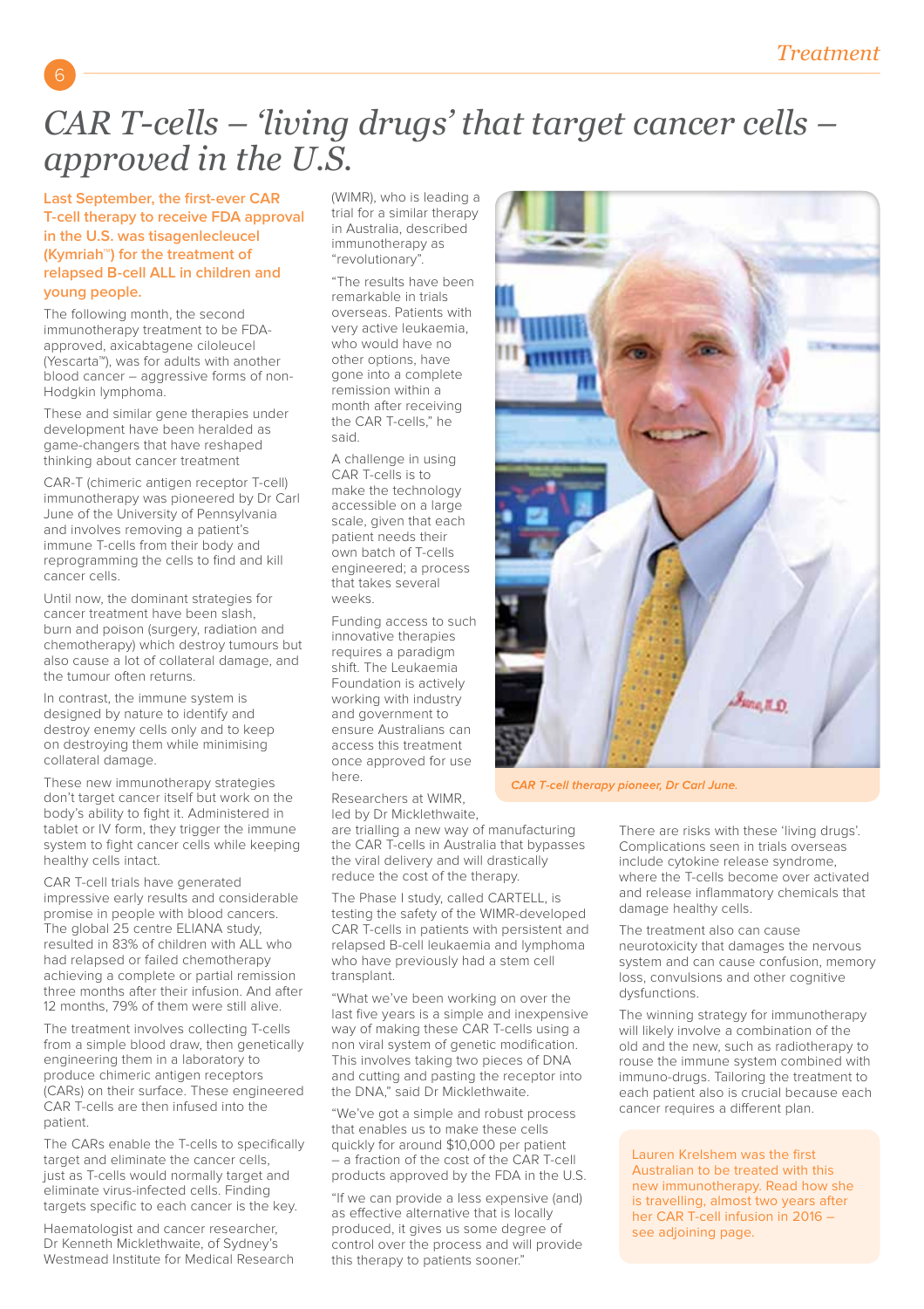# CAR T-cells – 'living drugs' that target cancer cells – approved in the U.S.

**Last September, the first-ever CAR T-cell therapy to receive FDA approval in the U.S. was tisagenlecleucel (Kymriah™) for the treatment of relapsed B-cell ALL in children and young people.**

The following month, the second immunotherapy treatment to be FDA-approved, axicabtagene ciloleucel (Yescarta™), was for adults with another blood cancer – aggressive forms of non-Hodgkin lymphoma.

These and similar gene therapies under development have been heralded as game-changers that have reshaped thinking about cancer treatment

CAR-T (chimeric antigen receptor T-cell) immunotherapy was pioneered by Dr Carl June of the University of Pennsylvania and involves removing a patient's immune T-cells from their body and reprogramming the cells to find and kill cancer cells.

Until now, the dominant strategies for cancer treatment have been slash, burn and poison (surgery, radiation and chemotherapy) which destroy tumours but also cause a lot of collateral damage, and the tumour often returns.

In contrast, the immune system is designed by nature to identify and destroy enemy cells only and to keep on destroying them while minimising collateral damage.

These new immunotherapy strategies don't target cancer itself but work on the body's ability to fight it. Administered in tablet or IV form, they trigger the immune system to fight cancer cells while keeping healthy cells intact.

CAR T-cell trials have generated impressive early results and considerable promise in people with blood cancers. The global 25 centre ELIANA study, resulted in 83% of children with ALL who had relapsed or failed chemotherapy achieving a complete or partial remission three months after their infusion. And after 12 months, 79% of them were still alive.

The treatment involves collecting T-cells from a simple blood draw, then genetically engineering them in a laboratory to produce chimeric antigen receptors (CARs) on their surface. These engineered CAR T-cells are then infused into the patient.

The CARs enable the T-cells to specifically target and eliminate the cancer cells, just as T-cells would normally target and eliminate virus-infected cells. Finding targets specific to each cancer is the key.

Haematologist and cancer researcher, Dr Kenneth Micklethwaite, of Sydney's Westmead Institute for Medical Research (WIMR), who is leading a trial for a similar therapy in Australia, described immunotherapy as "revolutionary".

"The results have been remarkable in trials overseas. Patients with very active leukaemia, who would have no other options, have gone into a complete remission within a month after receiving the CAR T-cells," he said.

A challenge in using CAR T-cells is to make the technology accessible on a large scale, given that each patient needs their own batch of T-cells engineered; a process that takes several weeks.

Funding access to such innovative therapies requires a paradigm shift. The Leukaemia Foundation is actively working with industry and government to ensure Australians can access this treatment once approved for use here.

*CAR T-cell therapy pioneer, Dr Carl June.*

Researchers at WIMR, led by Dr Micklethwaite, are trialling a new way of manufacturing the CAR T-cells in Australia that bypasses the viral delivery and will drastically reduce the cost of the therapy.

The Phase I study, called CARTELL, is testing the safety of the WIMR-developed CAR T-cells in patients with persistent and relapsed B-cell leukaemia and lymphoma who have previously had a stem cell transplant.

"What we've been working on over the last five years is a simple and inexpensive way of making these CAR T-cells using a non viral system of genetic modification. This involves taking two pieces of DNA and cutting and pasting the receptor into the DNA," said Dr Micklethwaite.

"We've got a simple and robust process that enables us to make these cells quickly for around $10,000 per patient – a fraction of the cost of the CAR T-cell products approved by the FDA in the U.S.

"If we can provide a less expensive (and) as effective alternative that is locally produced, it gives us some degree of control over the process and will provide this therapy to patients sooner."

There are risks with these 'living drugs'. Complications seen in trials overseas include cytokine release syndrome, where the T-cells become over activated and release inflammatory chemicals that damage healthy cells.

The treatment also can cause neurotoxicity that damages the nervous system and can cause confusion, memory loss, convulsions and other cognitive dysfunctions.

The winning strategy for immunotherapy will likely involve a combination of the old and the new, such as radiotherapy to rouse the immune system combined with immuno-drugs. Tailoring the treatment to each patient also is crucial because each cancer requires a different plan.

Lauren Krelshem was the first Australian to be treated with this new immunotherapy. Read how she is travelling, almost two years after her CAR T-cell infusion in 2016 – see adjoining page.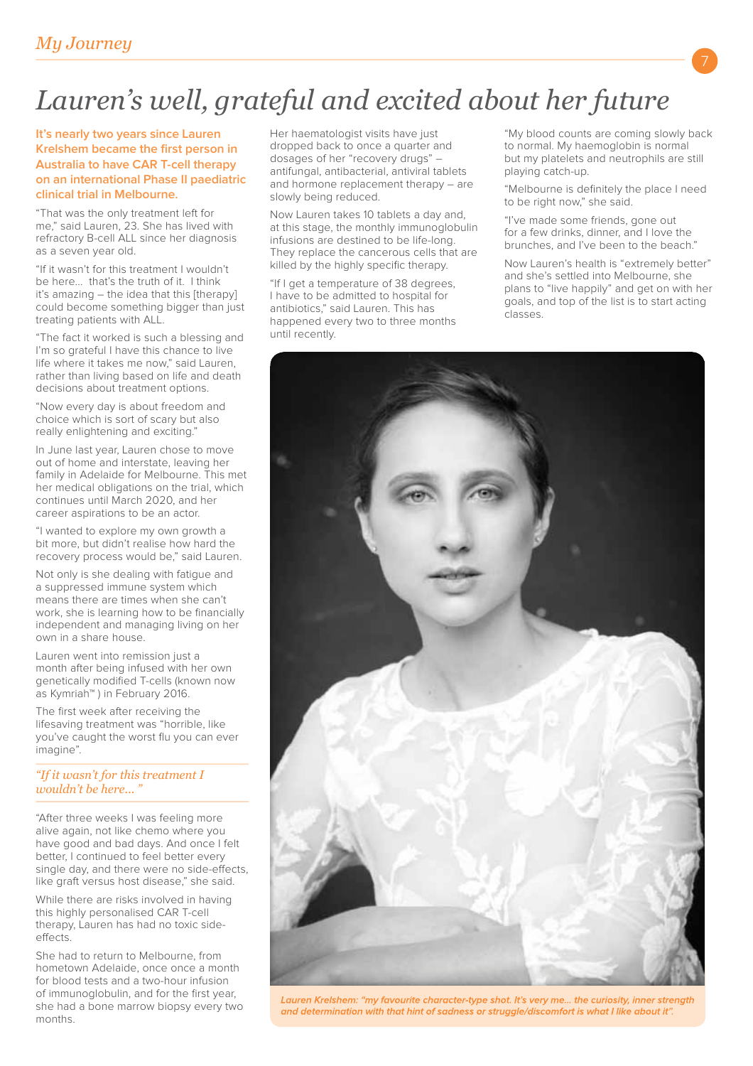# Lauren's well, grateful and excited about her future

**It's nearly two years since Lauren Krelshem became the first person in Australia to have CAR T-cell therapy on an international Phase II paediatric clinical trial in Melbourne.**

"That was the only treatment left for me," said Lauren, 23. She has lived with refractory B-cell ALL since her diagnosis as a seven year old.

"If it wasn't for this treatment I wouldn't be here... that's the truth of it. I think it's amazing – the idea that this [therapy] could become something bigger than just treating patients with ALL.

"The fact it worked is such a blessing and I'm so grateful I have this chance to live life where it takes me now," said Lauren, rather than living based on life and death decisions about treatment options.

"Now every day is about freedom and choice which is sort of scary but also really enlightening and exciting."

In June last year, Lauren chose to move out of home and interstate, leaving her family in Adelaide for Melbourne. This met her medical obligations on the trial, which continues until March 2020, and her career aspirations to be an actor.

"I wanted to explore my own growth a bit more, but didn't realise how hard the recovery process would be," said Lauren.

Not only is she dealing with fatigue and a suppressed immune system which means there are times when she can't work, she is learning how to be financially independent and managing living on her own in a share house.

Lauren went into remission just a month after being infused with her own genetically modified T-cells (known now as Kymriah™ ) in February 2016.

The first week after receiving the lifesaving treatment was "horrible, like you've caught the worst flu you can ever imagine".

*"If it wasn't for this treatment I wouldn't be here... "*

"After three weeks I was feeling more alive again, not like chemo where you have good and bad days. And once I felt better, I continued to feel better every single day, and there were no side-effects, like graft versus host disease," she said.

While there are risks involved in having this highly personalised CAR T-cell therapy, Lauren has had no toxic side-effects.

She had to return to Melbourne, from hometown Adelaide, once once a month for blood tests and a two-hour infusion of immunoglobulin, and for the first year, she had a bone marrow biopsy every two months.

Her haematologist visits have just dropped back to once a quarter and dosages of her "recovery drugs" – antifungal, antibacterial, antiviral tablets and hormone replacement therapy – are slowly being reduced.

Now Lauren takes 10 tablets a day and, at this stage, the monthly immunoglobulin infusions are destined to be life-long. They replace the cancerous cells that are killed by the highly specific therapy.

"If I get a temperature of 38 degrees, I have to be admitted to hospital for antibiotics," said Lauren. This has happened every two to three months until recently.

"My blood counts are coming slowly back to normal. My haemoglobin is normal but my platelets and neutrophils are still playing catch-up.

"Melbourne is definitely the place I need to be right now," she said.

"I've made some friends, gone out for a few drinks, dinner, and I love the brunches, and I've been to the beach."

Now Lauren's health is "extremely better" and she's settled into Melbourne, she plans to "live happily" and get on with her goals, and top of the list is to start acting classes.

*Lauren Krelshem: "my favourite character-type shot. It's very me... the curiosity, inner strength and determination with that hint of sadness or struggle/discomfort is what I like about it".*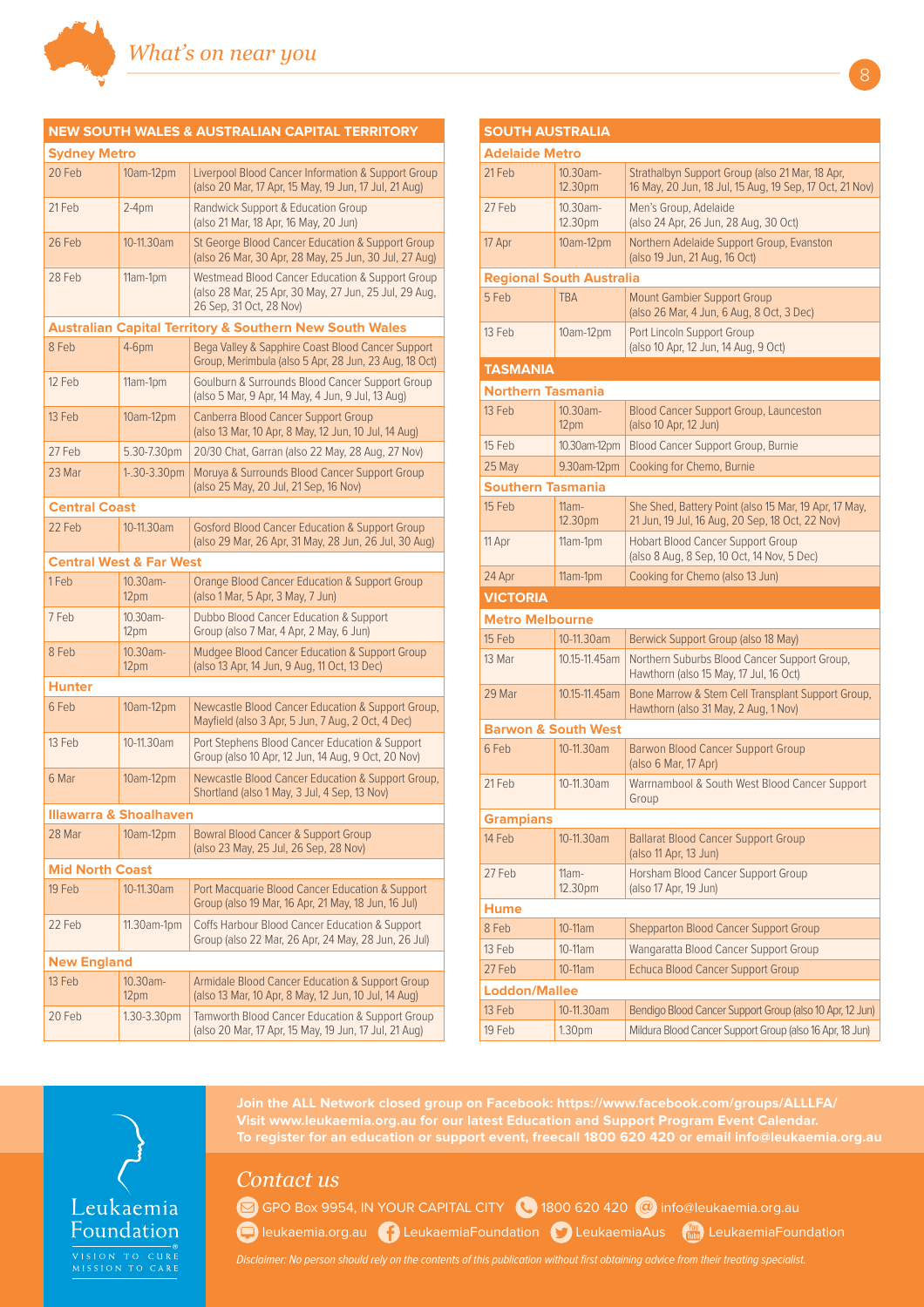# What's on near you

## NEW SOUTH WALES & AUSTRALIAN CAPITAL TERRITORY

| | | |
|---|---|---|
| **Sydney Metro** | | |
| 20 Feb | 10am-12pm | Liverpool Blood Cancer Information & Support Group (also 20 Mar, 17 Apr, 15 May, 19 Jun, 17 Jul, 21 Aug) |
| 21 Feb | 2-4pm | Randwick Support & Education Group (also 21 Mar, 18 Apr, 16 May, 20 Jun) |
| 26 Feb | 10-11.30am | St George Blood Cancer Education & Support Group (also 26 Mar, 30 Apr, 28 May, 25 Jun, 30 Jul, 27 Aug) |
| 28 Feb | 11am-1pm | Westmead Blood Cancer Education & Support Group (also 28 Mar, 25 Apr, 30 May, 27 Jun, 25 Jul, 29 Aug, 26 Sep, 31 Oct, 28 Nov) |
| **Australian Capital Territory & Southern New South Wales** | | |
| 8 Feb | 4-6pm | Bega Valley & Sapphire Coast Blood Cancer Support Group, Merimbula (also 5 Apr, 28 Jun, 23 Aug, 18 Oct) |
| 12 Feb | 11am-1pm | Goulburn & Surrounds Blood Cancer Support Group (also 5 Mar, 9 Apr, 14 May, 4 Jun, 9 Jul, 13 Aug) |
| 13 Feb | 10am-12pm | Canberra Blood Cancer Support Group (also 13 Mar, 10 Apr, 8 May, 12 Jun, 10 Jul, 14 Aug) |
| 27 Feb | 5.30-7.30pm | 20/30 Chat, Garran (also 22 May, 28 Aug, 27 Nov) |
| 23 Mar | 1-.30-3.30pm | Moruya & Surrounds Blood Cancer Support Group (also 25 May, 20 Jul, 21 Sep, 16 Nov) |
| **Central Coast** | | |
| 22 Feb | 10-11.30am | Gosford Blood Cancer Education & Support Group (also 29 Mar, 26 Apr, 31 May, 28 Jun, 26 Jul, 30 Aug) |
| **Central West & Far West** | | |
| 1 Feb | 10.30am-12pm | Orange Blood Cancer Education & Support Group (also 1 Mar, 5 Apr, 3 May, 7 Jun) |
| 7 Feb | 10.30am-12pm | Dubbo Blood Cancer Education & Support Group (also 7 Mar, 4 Apr, 2 May, 6 Jun) |
| 8 Feb | 10.30am-12pm | Mudgee Blood Cancer Education & Support Group (also 13 Apr, 14 Jun, 9 Aug, 11 Oct, 13 Dec) |
| **Hunter** | | |
| 6 Feb | 10am-12pm | Newcastle Blood Cancer Education & Support Group, Mayfield (also 3 Apr, 5 Jun, 7 Aug, 2 Oct, 4 Dec) |
| 13 Feb | 10-11.30am | Port Stephens Blood Cancer Education & Support Group (also 10 Apr, 12 Jun, 14 Aug, 9 Oct, 20 Nov) |
| 6 Mar | 10am-12pm | Newcastle Blood Cancer Education & Support Group, Shortland (also 1 May, 3 Jul, 4 Sep, 13 Nov) |
| **Illawarra & Shoalhaven** | | |
| 28 Mar | 10am-12pm | Bowral Blood Cancer & Support Group (also 23 May, 25 Jul, 26 Sep, 28 Nov) |
| **Mid North Coast** | | |
| 19 Feb | 10-11.30am | Port Macquarie Blood Cancer Education & Support Group (also 19 Mar, 16 Apr, 21 May, 18 Jun, 16 Jul) |
| 22 Feb | 11.30am-1pm | Coffs Harbour Blood Cancer Education & Support Group (also 22 Mar, 26 Apr, 24 May, 28 Jun, 26 Jul) |
| **New England** | | |
| 13 Feb | 10.30am-12pm | Armidale Blood Cancer Education & Support Group (also 13 Mar, 10 Apr, 8 May, 12 Jun, 10 Jul, 14 Aug) |
| 20 Feb | 1.30-3.30pm | Tamworth Blood Cancer Education & Support Group (also 20 Mar, 17 Apr, 15 May, 19 Jun, 17 Jul, 21 Aug) |

## SOUTH AUSTRALIA

| | | |
|---|---|---|
| **Adelaide Metro** | | |
| 21 Feb | 10.30am-12.30pm | Strathalbyn Support Group (also 21 Mar, 18 Apr, 16 May, 20 Jun, 18 Jul, 15 Aug, 19 Sep, 17 Oct, 21 Nov) |
| 27 Feb | 10.30am-12.30pm | Men's Group, Adelaide (also 24 Apr, 26 Jun, 28 Aug, 30 Oct) |
| 17 Apr | 10am-12pm | Northern Adelaide Support Group, Evanston (also 19 Jun, 21 Aug, 16 Oct) |
| **Regional South Australia** | | |
| 5 Feb | TBA | Mount Gambier Support Group (also 26 Mar, 4 Jun, 6 Aug, 8 Oct, 3 Dec) |
| 13 Feb | 10am-12pm | Port Lincoln Support Group (also 10 Apr, 12 Jun, 14 Aug, 9 Oct) |

## TASMANIA

| | | |
|---|---|---|
| **Northern Tasmania** | | |
| 13 Feb | 10.30am-12pm | Blood Cancer Support Group, Launceston (also 10 Apr, 12 Jun) |
| 15 Feb | 10.30am-12pm | Blood Cancer Support Group, Burnie |
| 25 May | 9.30am-12pm | Cooking for Chemo, Burnie |
| **Southern Tasmania** | | |
| 15 Feb | 11am-12.30pm | She Shed, Battery Point (also 15 Mar, 19 Apr, 17 May, 21 Jun, 19 Jul, 16 Aug, 20 Sep, 18 Oct, 22 Nov) |
| 11 Apr | 11am-1pm | Hobart Blood Cancer Support Group (also 8 Aug, 8 Sep, 10 Oct, 14 Nov, 5 Dec) |
| 24 Apr | 11am-1pm | Cooking for Chemo (also 13 Jun) |

## VICTORIA

| | | |
|---|---|---|
| **Metro Melbourne** | | |
| 15 Feb | 10-11.30am | Berwick Support Group (also 18 May) |
| 13 Mar | 10.15-11.45am | Northern Suburbs Blood Cancer Support Group, Hawthorn (also 15 May, 17 Jul, 16 Oct) |
| 29 Mar | 10.15-11.45am | Bone Marrow & Stem Cell Transplant Support Group, Hawthorn (also 31 May, 2 Aug, 1 Nov) |
| **Barwon & South West** | | |
| 6 Feb | 10-11.30am | Barwon Blood Cancer Support Group (also 6 Mar, 17 Apr) |
| 21 Feb | 10-11.30am | Warrnambool & South West Blood Cancer Support Group |
| **Grampians** | | |
| 14 Feb | 10-11.30am | Ballarat Blood Cancer Support Group (also 11 Apr, 13 Jun) |
| 27 Feb | 11am-12.30pm | Horsham Blood Cancer Support Group (also 17 Apr, 19 Jun) |
| **Hume** | | |
| 8 Feb | 10-11am | Shepparton Blood Cancer Support Group |
| 13 Feb | 10-11am | Wangaratta Blood Cancer Support Group |
| 27 Feb | 10-11am | Echuca Blood Cancer Support Group |
| **Loddon/Mallee** | | |
| 13 Feb | 10-11.30am | Bendigo Blood Cancer Support Group (also 10 Apr, 12 Jun) |
| 19 Feb | 1.30pm | Mildura Blood Cancer Support Group (also 16 Apr, 18 Jun) |

**Join the ALL Network closed group on Facebook: https://www.facebook.com/groups/ALLLFA/**
**Visit www.leukaemia.org.au for our latest Education and Support Program Event Calendar.**
**To register for an education or support event, freecall 1800 620 420 or email info@leukaemia.org.au**

Leukaemia Foundation
VISION TO CURE
MISSION TO CARE

## *Contact us*

GPO Box 9954, IN YOUR CAPITAL CITY | 1800 620 420 | info@leukaemia.org.au

leukaemia.org.au | LeukaemiaFoundation | LeukaemiaAus | LeukaemiaFoundation

*Disclaimer: No person should rely on the contents of this publication without first obtaining advice from their treating specialist.*